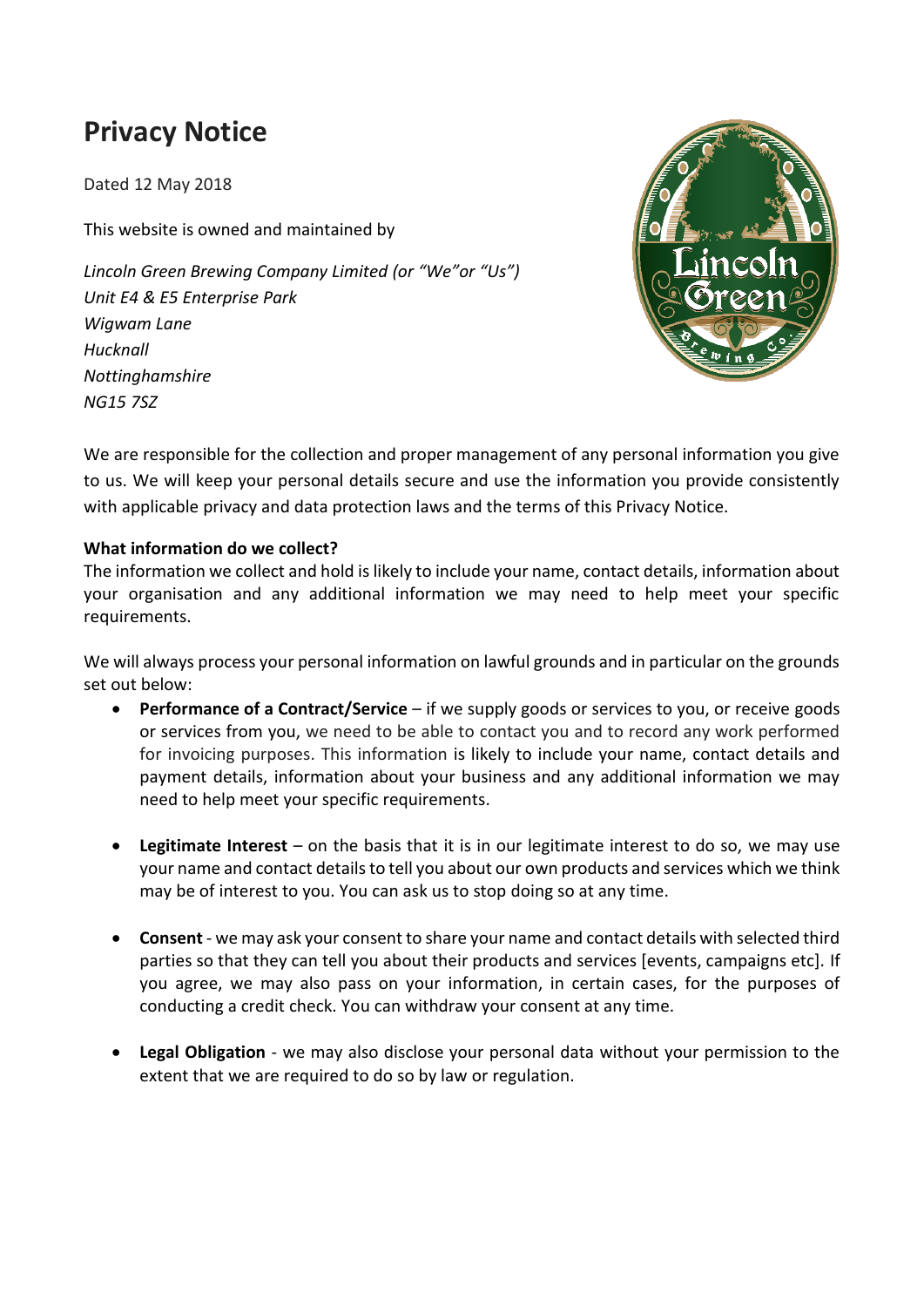# Privacy Notice

Dated 12 May 2018

This website is owned and maintained by

*Lincoln Green Brewing Company Limited (or "We"or "Us")*
*Unit E4 & E5 Enterprise Park*
*Wigwam Lane*
*Hucknall*
*Nottinghamshire*
*NG15 7SZ*

We are responsible for the collection and proper management of any personal information you give to us. We will keep your personal details secure and use the information you provide consistently with applicable privacy and data protection laws and the terms of this Privacy Notice.

**What information do we collect?**

The information we collect and hold is likely to include your name, contact details, information about your organisation and any additional information we may need to help meet your specific requirements.

We will always process your personal information on lawful grounds and in particular on the grounds set out below:

- **Performance of a Contract/Service** – if we supply goods or services to you, or receive goods or services from you, we need to be able to contact you and to record any work performed for invoicing purposes. This information is likely to include your name, contact details and payment details, information about your business and any additional information we may need to help meet your specific requirements.

- **Legitimate Interest** – on the basis that it is in our legitimate interest to do so, we may use your name and contact details to tell you about our own products and services which we think may be of interest to you. You can ask us to stop doing so at any time.

- **Consent** - we may ask your consent to share your name and contact details with selected third parties so that they can tell you about their products and services [events, campaigns etc]. If you agree, we may also pass on your information, in certain cases, for the purposes of conducting a credit check. You can withdraw your consent at any time.

- **Legal Obligation** - we may also disclose your personal data without your permission to the extent that we are required to do so by law or regulation.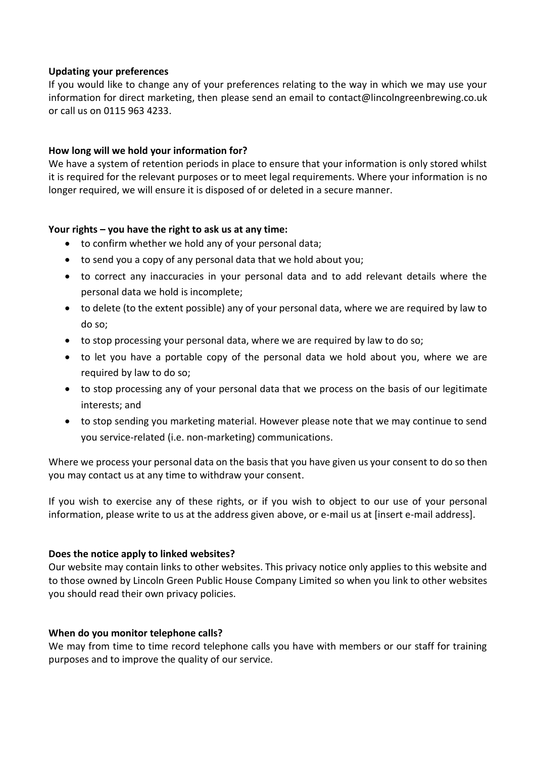**Updating your preferences**

If you would like to change any of your preferences relating to the way in which we may use your information for direct marketing, then please send an email to contact@lincolngreenbrewing.co.uk or call us on 0115 963 4233.

**How long will we hold your information for?**

We have a system of retention periods in place to ensure that your information is only stored whilst it is required for the relevant purposes or to meet legal requirements. Where your information is no longer required, we will ensure it is disposed of or deleted in a secure manner.

**Your rights – you have the right to ask us at any time:**

- to confirm whether we hold any of your personal data;
- to send you a copy of any personal data that we hold about you;
- to correct any inaccuracies in your personal data and to add relevant details where the personal data we hold is incomplete;
- to delete (to the extent possible) any of your personal data, where we are required by law to do so;
- to stop processing your personal data, where we are required by law to do so;
- to let you have a portable copy of the personal data we hold about you, where we are required by law to do so;
- to stop processing any of your personal data that we process on the basis of our legitimate interests; and
- to stop sending you marketing material. However please note that we may continue to send you service-related (i.e. non-marketing) communications.

Where we process your personal data on the basis that you have given us your consent to do so then you may contact us at any time to withdraw your consent.

If you wish to exercise any of these rights, or if you wish to object to our use of your personal information, please write to us at the address given above, or e-mail us at [insert e-mail address].

**Does the notice apply to linked websites?**

Our website may contain links to other websites. This privacy notice only applies to this website and to those owned by Lincoln Green Public House Company Limited so when you link to other websites you should read their own privacy policies.

**When do you monitor telephone calls?**

We may from time to time record telephone calls you have with members or our staff for training purposes and to improve the quality of our service.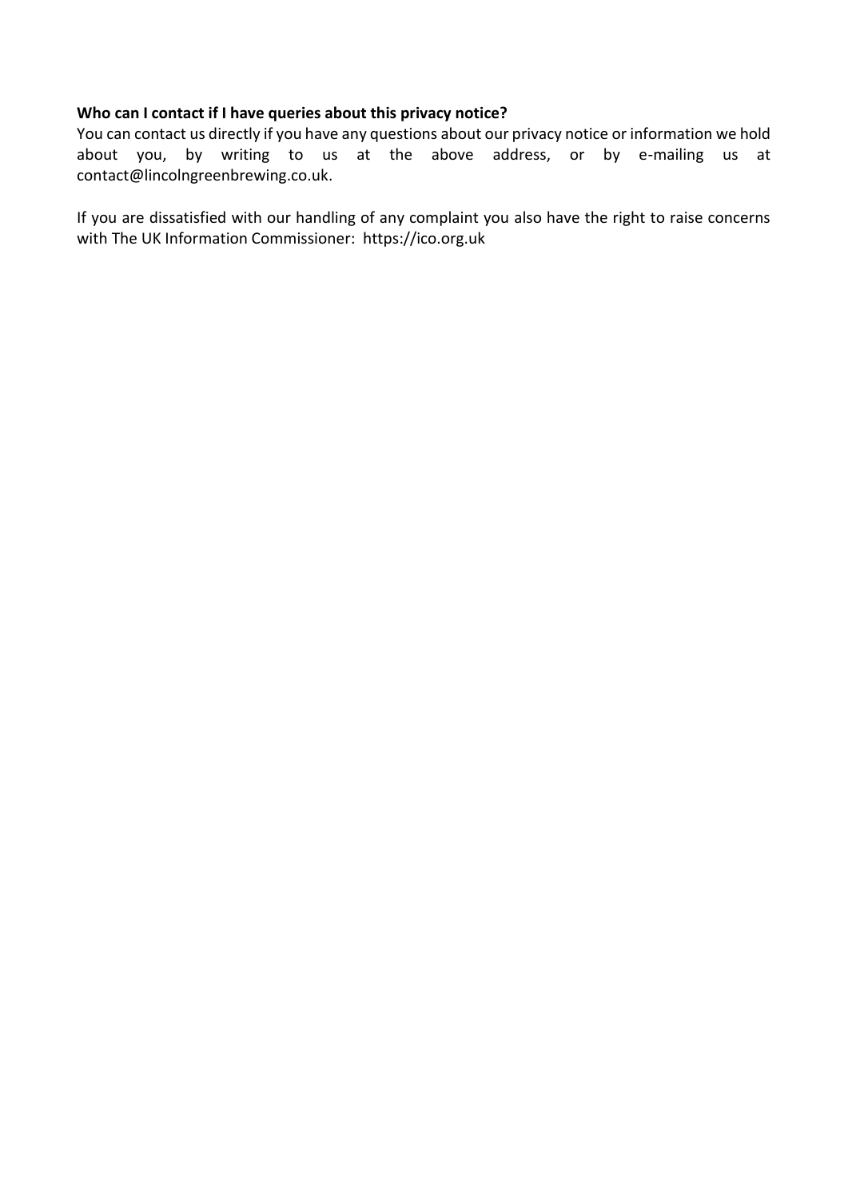**Who can I contact if I have queries about this privacy notice?**

You can contact us directly if you have any questions about our privacy notice or information we hold about you, by writing to us at the above address, or by e-mailing us at contact@lincolngreenbrewing.co.uk.

If you are dissatisfied with our handling of any complaint you also have the right to raise concerns with The UK Information Commissioner: https://ico.org.uk